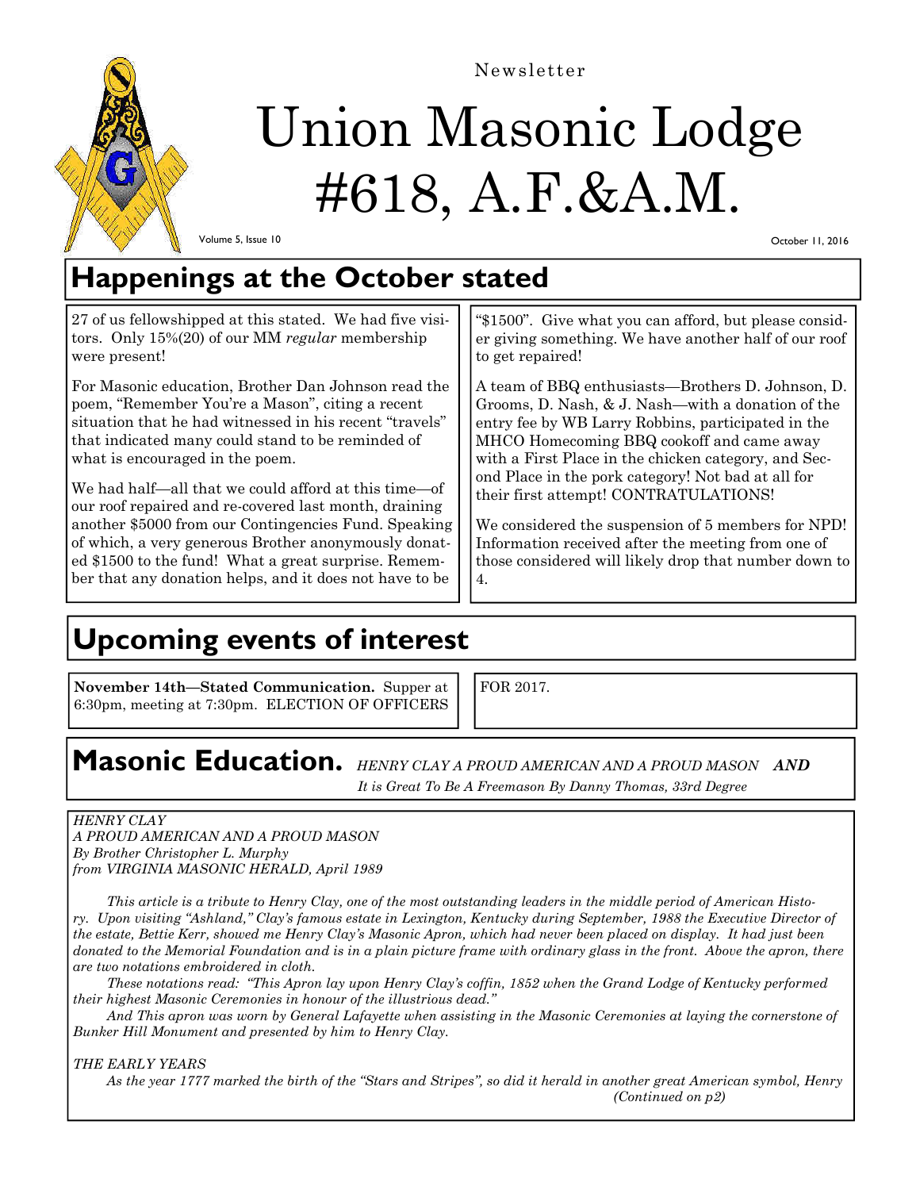Newsletter

# Union Masonic Lodge #618, A.F.&A.M.

Volume 5, Issue 10

October 11, 2016

## Happenings at the October stated

27 of us fellowshipped at this stated. We had five visitors. Only 15%(20) of our MM *regular* membership were present!

For Masonic education, Brother Dan Johnson read the poem, "Remember You're a Mason", citing a recent situation that he had witnessed in his recent "travels" that indicated many could stand to be reminded of what is encouraged in the poem.

We had half—all that we could afford at this time—of our roof repaired and re-covered last month, draining another $5000 from our Contingencies Fund. Speaking of which, a very generous Brother anonymously donated $1500 to the fund! What a great surprise. Remember that any donation helps, and it does not have to be "$1500". Give what you can afford, but please consider giving something. We have another half of our roof to get repaired!

A team of BBQ enthusiasts—Brothers D. Johnson, D. Grooms, D. Nash, & J. Nash—with a donation of the entry fee by WB Larry Robbins, participated in the MHCO Homecoming BBQ cookoff and came away with a First Place in the chicken category, and Second Place in the pork category! Not bad at all for their first attempt! CONTRATULATIONS!

We considered the suspension of 5 members for NPD! Information received after the meeting from one of those considered will likely drop that number down to 4.

## Upcoming events of interest

**November 14th—Stated Communication.** Supper at 6:30pm, meeting at 7:30pm. ELECTION OF OFFICERS FOR 2017.

## Masonic Education. *HENRY CLAY A PROUD AMERICAN AND A PROUD MASON* ***AND*** *It is Great To Be A Freemason By Danny Thomas, 33rd Degree*

*HENRY CLAY*
*A PROUD AMERICAN AND A PROUD MASON*
*By Brother Christopher L. Murphy*
*from VIRGINIA MASONIC HERALD, April 1989*

*This article is a tribute to Henry Clay, one of the most outstanding leaders in the middle period of American History. Upon visiting "Ashland," Clay's famous estate in Lexington, Kentucky during September, 1988 the Executive Director of the estate, Bettie Kerr, showed me Henry Clay's Masonic Apron, which had never been placed on display. It had just been donated to the Memorial Foundation and is in a plain picture frame with ordinary glass in the front. Above the apron, there are two notations embroidered in cloth.*

*These notations read: "This Apron lay upon Henry Clay's coffin, 1852 when the Grand Lodge of Kentucky performed their highest Masonic Ceremonies in honour of the illustrious dead."*

*And This apron was worn by General Lafayette when assisting in the Masonic Ceremonies at laying the cornerstone of Bunker Hill Monument and presented by him to Henry Clay.*

*THE EARLY YEARS*

*As the year 1777 marked the birth of the "Stars and Stripes", so did it herald in another great American symbol, Henry*

*(Continued on p2)*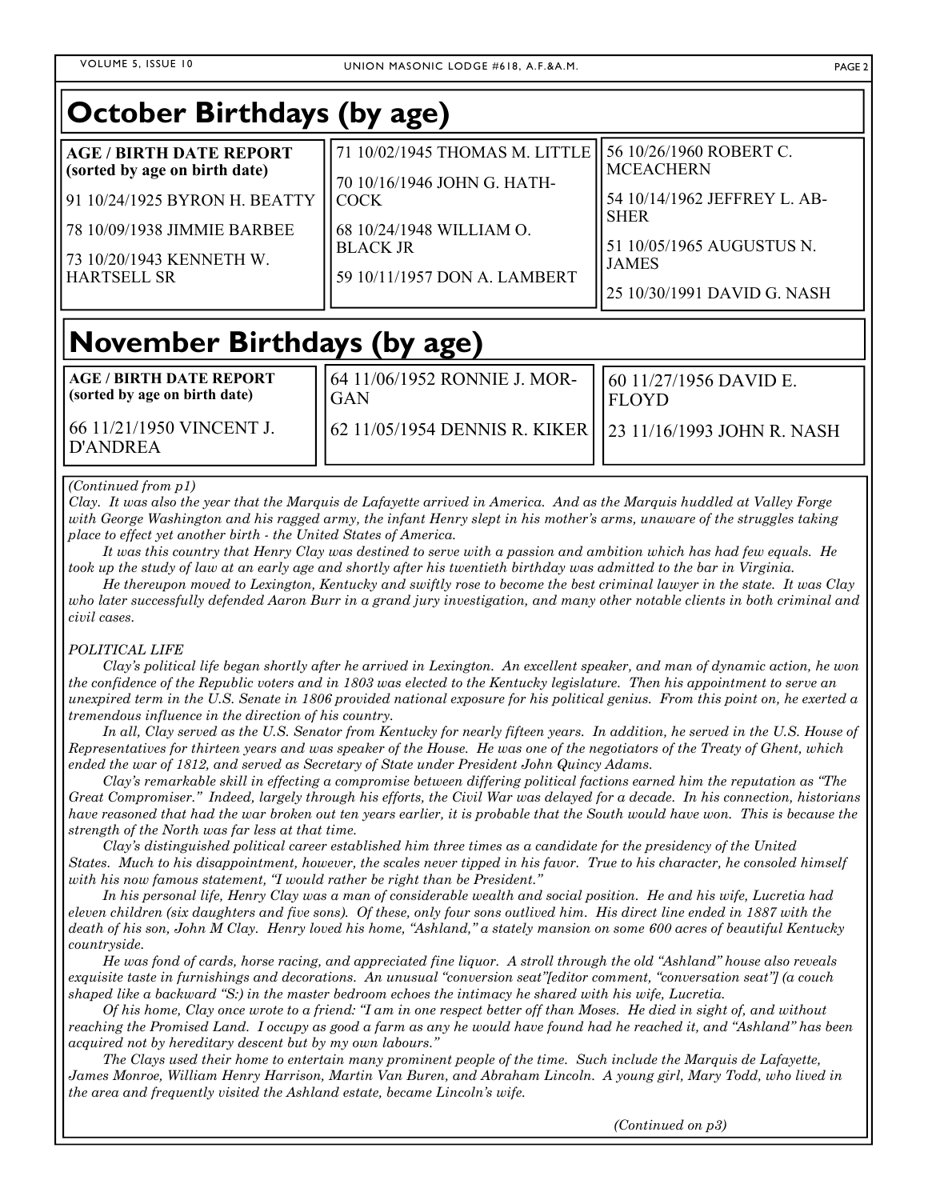# October Birthdays (by age)

**AGE / BIRTH DATE REPORT (sorted by age on birth date)**

91 10/24/1925 BYRON H. BEATTY

78 10/09/1938 JIMMIE BARBEE

73 10/20/1943 KENNETH W. HARTSELL SR

71 10/02/1945 THOMAS M. LITTLE

70 10/16/1946 JOHN G. HATHCOCK

68 10/24/1948 WILLIAM O. BLACK JR

59 10/11/1957 DON A. LAMBERT

56 10/26/1960 ROBERT C. MCEACHERN

54 10/14/1962 JEFFREY L. ABSHER

51 10/05/1965 AUGUSTUS N. JAMES

25 10/30/1991 DAVID G. NASH

# November Birthdays (by age)

**AGE / BIRTH DATE REPORT (sorted by age on birth date)**

66 11/21/1950 VINCENT J. D'ANDREA

64 11/06/1952 RONNIE J. MORGAN

62 11/05/1954 DENNIS R. KIKER

60 11/27/1956 DAVID E. FLOYD

23 11/16/1993 JOHN R. NASH

*(Continued from p1)*

*Clay. It was also the year that the Marquis de Lafayette arrived in America. And as the Marquis huddled at Valley Forge with George Washington and his ragged army, the infant Henry slept in his mother's arms, unaware of the struggles taking place to effect yet another birth - the United States of America.*

*It was this country that Henry Clay was destined to serve with a passion and ambition which has had few equals. He took up the study of law at an early age and shortly after his twentieth birthday was admitted to the bar in Virginia.*

*He thereupon moved to Lexington, Kentucky and swiftly rose to become the best criminal lawyer in the state. It was Clay who later successfully defended Aaron Burr in a grand jury investigation, and many other notable clients in both criminal and civil cases.*

*POLITICAL LIFE*

*Clay's political life began shortly after he arrived in Lexington. An excellent speaker, and man of dynamic action, he won the confidence of the Republic voters and in 1803 was elected to the Kentucky legislature. Then his appointment to serve an unexpired term in the U.S. Senate in 1806 provided national exposure for his political genius. From this point on, he exerted a tremendous influence in the direction of his country.*

*In all, Clay served as the U.S. Senator from Kentucky for nearly fifteen years. In addition, he served in the U.S. House of Representatives for thirteen years and was speaker of the House. He was one of the negotiators of the Treaty of Ghent, which ended the war of 1812, and served as Secretary of State under President John Quincy Adams.*

*Clay's remarkable skill in effecting a compromise between differing political factions earned him the reputation as "The Great Compromiser." Indeed, largely through his efforts, the Civil War was delayed for a decade. In his connection, historians have reasoned that had the war broken out ten years earlier, it is probable that the South would have won. This is because the strength of the North was far less at that time.*

*Clay's distinguished political career established him three times as a candidate for the presidency of the United States. Much to his disappointment, however, the scales never tipped in his favor. True to his character, he consoled himself with his now famous statement, "I would rather be right than be President."*

*In his personal life, Henry Clay was a man of considerable wealth and social position. He and his wife, Lucretia had eleven children (six daughters and five sons). Of these, only four sons outlived him. His direct line ended in 1887 with the death of his son, John M Clay. Henry loved his home, "Ashland," a stately mansion on some 600 acres of beautiful Kentucky countryside.*

*He was fond of cards, horse racing, and appreciated fine liquor. A stroll through the old "Ashland" house also reveals exquisite taste in furnishings and decorations. An unusual "conversion seat"[editor comment, "conversation seat"] (a couch shaped like a backward "S:) in the master bedroom echoes the intimacy he shared with his wife, Lucretia.*

*Of his home, Clay once wrote to a friend: "I am in one respect better off than Moses. He died in sight of, and without reaching the Promised Land. I occupy as good a farm as any he would have found had he reached it, and "Ashland" has been acquired not by hereditary descent but by my own labours."*

*The Clays used their home to entertain many prominent people of the time. Such include the Marquis de Lafayette, James Monroe, William Henry Harrison, Martin Van Buren, and Abraham Lincoln. A young girl, Mary Todd, who lived in the area and frequently visited the Ashland estate, became Lincoln's wife.*

*(Continued on p3)*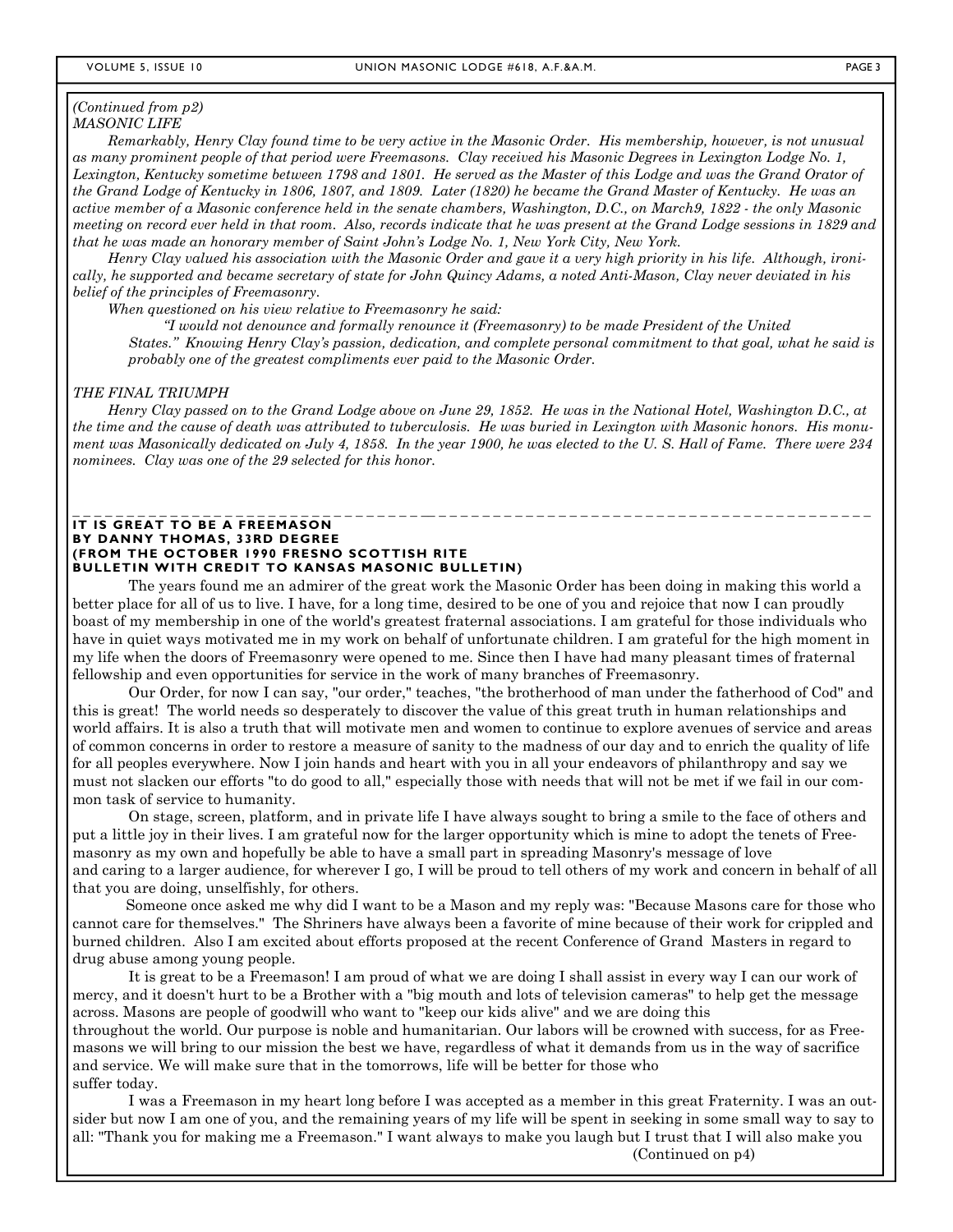*(Continued from p2)*

*MASONIC LIFE*

*Remarkably, Henry Clay found time to be very active in the Masonic Order. His membership, however, is not unusual as many prominent people of that period were Freemasons. Clay received his Masonic Degrees in Lexington Lodge No. 1, Lexington, Kentucky sometime between 1798 and 1801. He served as the Master of this Lodge and was the Grand Orator of the Grand Lodge of Kentucky in 1806, 1807, and 1809. Later (1820) he became the Grand Master of Kentucky. He was an active member of a Masonic conference held in the senate chambers, Washington, D.C., on March9, 1822 - the only Masonic meeting on record ever held in that room. Also, records indicate that he was present at the Grand Lodge sessions in 1829 and that he was made an honorary member of Saint John's Lodge No. 1, New York City, New York.*

*Henry Clay valued his association with the Masonic Order and gave it a very high priority in his life. Although, ironically, he supported and became secretary of state for John Quincy Adams, a noted Anti-Mason, Clay never deviated in his belief of the principles of Freemasonry.*

*When questioned on his view relative to Freemasonry he said:*

> *"I would not denounce and formally renounce it (Freemasonry) to be made President of the United States." Knowing Henry Clay's passion, dedication, and complete personal commitment to that goal, what he said is probably one of the greatest compliments ever paid to the Masonic Order.*

*THE FINAL TRIUMPH*

*Henry Clay passed on to the Grand Lodge above on June 29, 1852. He was in the National Hotel, Washington D.C., at the time and the cause of death was attributed to tuberculosis. He was buried in Lexington with Masonic honors. His monument was Masonically dedicated on July 4, 1858. In the year 1900, he was elected to the U. S. Hall of Fame. There were 234 nominees. Clay was one of the 29 selected for this honor.*

---

**IT IS GREAT TO BE A FREEMASON**
**BY DANNY THOMAS, 33RD DEGREE**
**(FROM THE OCTOBER 1990 FRESNO SCOTTISH RITE BULLETIN WITH CREDIT TO KANSAS MASONIC BULLETIN)**

The years found me an admirer of the great work the Masonic Order has been doing in making this world a better place for all of us to live. I have, for a long time, desired to be one of you and rejoice that now I can proudly boast of my membership in one of the world's greatest fraternal associations. I am grateful for those individuals who have in quiet ways motivated me in my work on behalf of unfortunate children. I am grateful for the high moment in my life when the doors of Freemasonry were opened to me. Since then I have had many pleasant times of fraternal fellowship and even opportunities for service in the work of many branches of Freemasonry.

Our Order, for now I can say, "our order," teaches, "the brotherhood of man under the fatherhood of Cod" and this is great! The world needs so desperately to discover the value of this great truth in human relationships and world affairs. It is also a truth that will motivate men and women to continue to explore avenues of service and areas of common concerns in order to restore a measure of sanity to the madness of our day and to enrich the quality of life for all peoples everywhere. Now I join hands and heart with you in all your endeavors of philanthropy and say we must not slacken our efforts "to do good to all," especially those with needs that will not be met if we fail in our common task of service to humanity.

On stage, screen, platform, and in private life I have always sought to bring a smile to the face of others and put a little joy in their lives. I am grateful now for the larger opportunity which is mine to adopt the tenets of Freemasonry as my own and hopefully be able to have a small part in spreading Masonry's message of love and caring to a larger audience, for wherever I go, I will be proud to tell others of my work and concern in behalf of all that you are doing, unselfishly, for others.

Someone once asked me why did I want to be a Mason and my reply was: "Because Masons care for those who cannot care for themselves." The Shriners have always been a favorite of mine because of their work for crippled and burned children. Also I am excited about efforts proposed at the recent Conference of Grand Masters in regard to drug abuse among young people.

It is great to be a Freemason! I am proud of what we are doing I shall assist in every way I can our work of mercy, and it doesn't hurt to be a Brother with a "big mouth and lots of television cameras" to help get the message across. Masons are people of goodwill who want to "keep our kids alive" and we are doing this throughout the world. Our purpose is noble and humanitarian. Our labors will be crowned with success, for as Freemasons we will bring to our mission the best we have, regardless of what it demands from us in the way of sacrifice and service. We will make sure that in the tomorrows, life will be better for those who suffer today.

I was a Freemason in my heart long before I was accepted as a member in this great Fraternity. I was an outsider but now I am one of you, and the remaining years of my life will be spent in seeking in some small way to say to all: "Thank you for making me a Freemason." I want always to make you laugh but I trust that I will also make you

(Continued on p4)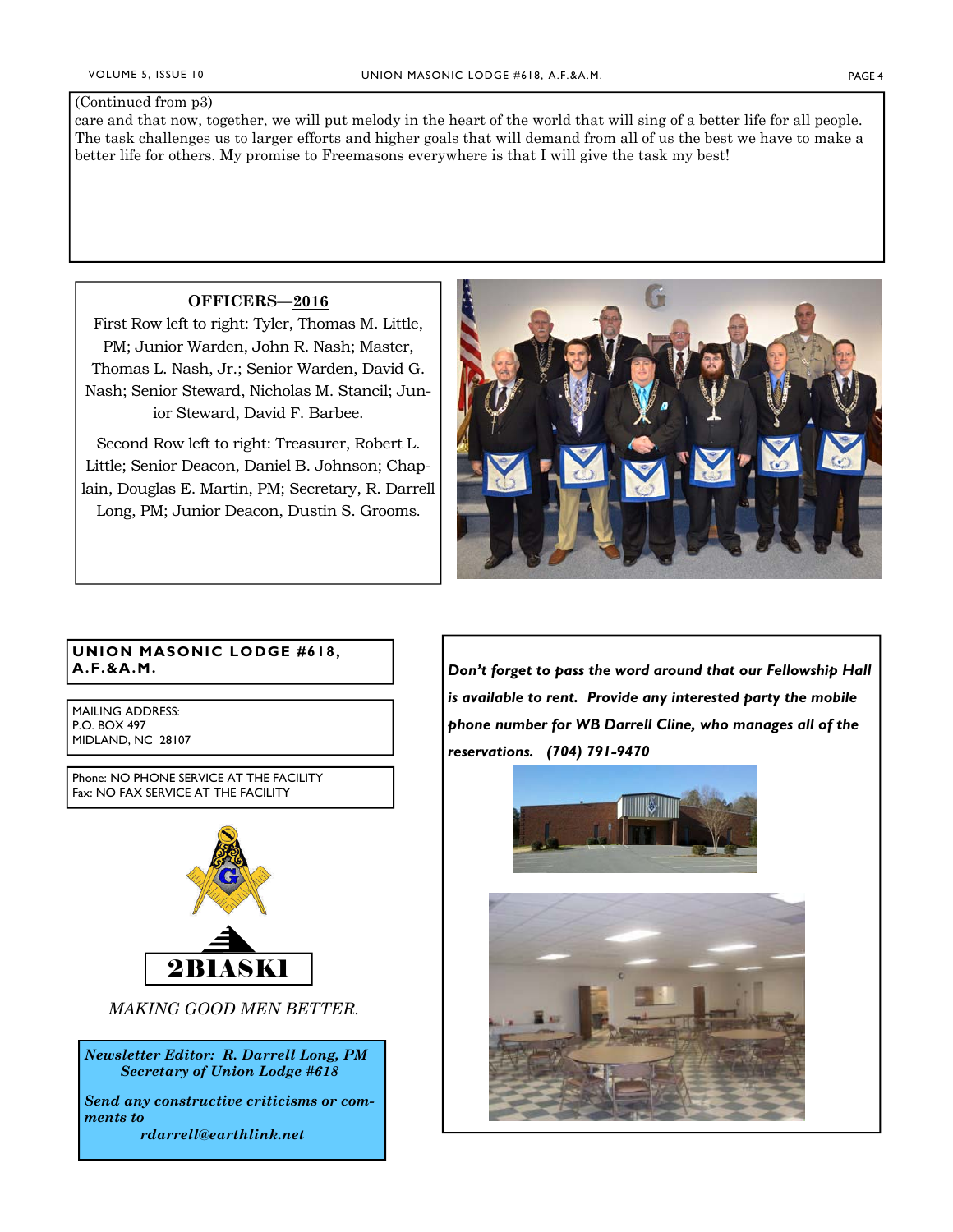(Continued from p3)

care and that now, together, we will put melody in the heart of the world that will sing of a better life for all people. The task challenges us to larger efforts and higher goals that will demand from all of us the best we have to make a better life for others. My promise to Freemasons everywhere is that I will give the task my best!

**OFFICERS—<u>2016</u>**

First Row left to right: Tyler, Thomas M. Little, PM; Junior Warden, John R. Nash; Master, Thomas L. Nash, Jr.; Senior Warden, David G. Nash; Senior Steward, Nicholas M. Stancil; Junior Steward, David F. Barbee.

Second Row left to right: Treasurer, Robert L. Little; Senior Deacon, Daniel B. Johnson; Chaplain, Douglas E. Martin, PM; Secretary, R. Darrell Long, PM; Junior Deacon, Dustin S. Grooms.

**UNION MASONIC LODGE #618, A.F.&A.M.**

MAILING ADDRESS:
P.O. BOX 497
MIDLAND, NC 28107

Phone: NO PHONE SERVICE AT THE FACILITY
Fax: NO FAX SERVICE AT THE FACILITY

2B1ASK1

*MAKING GOOD MEN BETTER.*

***Newsletter Editor: R. Darrell Long, PM***
***Secretary of Union Lodge #618***

***Send any constructive criticisms or comments to***
***rdarrell@earthlink.net***

***Don't forget to pass the word around that our Fellowship Hall is available to rent. Provide any interested party the mobile phone number for WB Darrell Cline, who manages all of the reservations. (704) 791-9470***